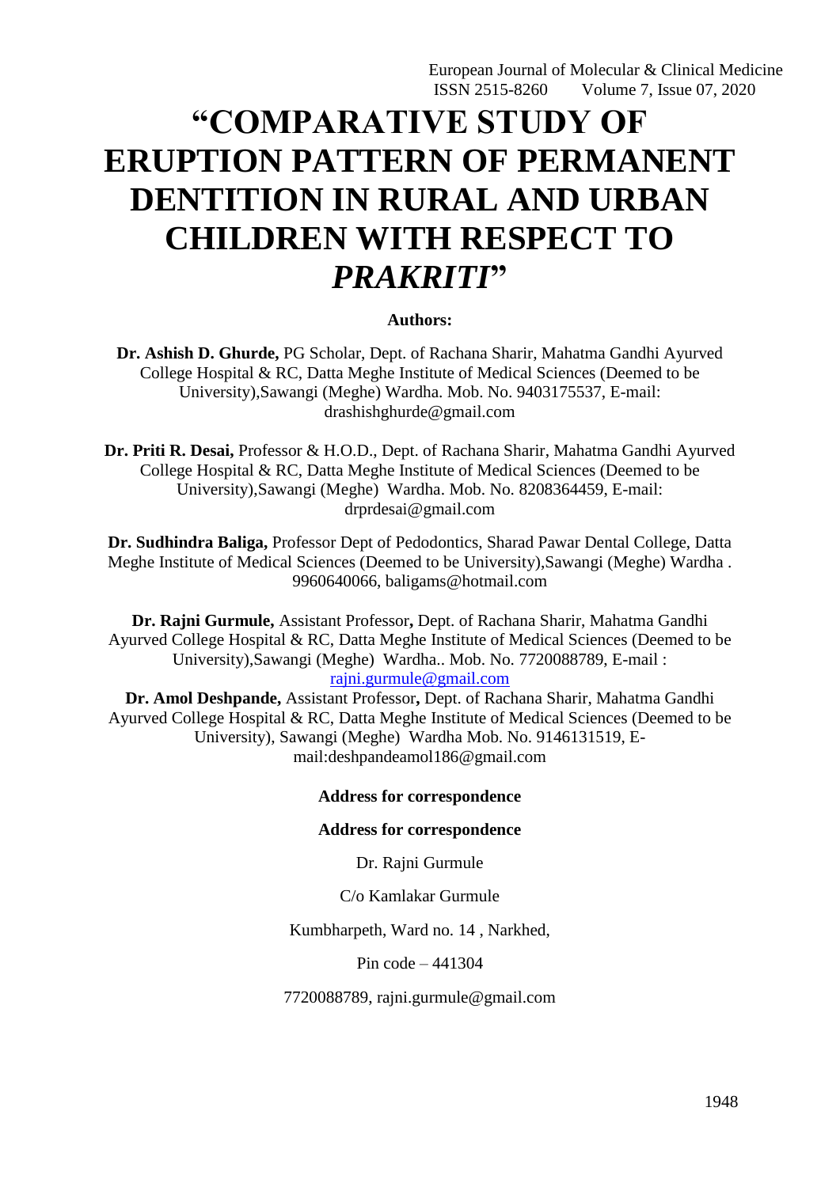# "COMPARATIVE STUDY OF ERUPTION PATTERN OF PERMANENT DENTITION IN RURAL AND URBAN CHILDREN WITH RESPECT TO *PRAKRITI*"

**Authors:**

**Dr. Ashish D. Ghurde,** PG Scholar, Dept. of Rachana Sharir, Mahatma Gandhi Ayurved College Hospital & RC, Datta Meghe Institute of Medical Sciences (Deemed to be University),Sawangi (Meghe) Wardha. Mob. No. 9403175537, E-mail: drashishghurde@gmail.com

**Dr. Priti R. Desai,** Professor & H.O.D., Dept. of Rachana Sharir, Mahatma Gandhi Ayurved College Hospital & RC, Datta Meghe Institute of Medical Sciences (Deemed to be University),Sawangi (Meghe) Wardha. Mob. No. 8208364459, E-mail: drprdesai@gmail.com

**Dr. Sudhindra Baliga,** Professor Dept of Pedodontics, Sharad Pawar Dental College, Datta Meghe Institute of Medical Sciences (Deemed to be University),Sawangi (Meghe) Wardha . 9960640066, baligams@hotmail.com

**Dr. Rajni Gurmule,** Assistant Professor**,** Dept. of Rachana Sharir, Mahatma Gandhi Ayurved College Hospital & RC, Datta Meghe Institute of Medical Sciences (Deemed to be University),Sawangi (Meghe) Wardha.. Mob. No. 7720088789, E-mail : rajni.gurmule@gmail.com

**Dr. Amol Deshpande,** Assistant Professor**,** Dept. of Rachana Sharir, Mahatma Gandhi Ayurved College Hospital & RC, Datta Meghe Institute of Medical Sciences (Deemed to be University), Sawangi (Meghe) Wardha Mob. No. 9146131519, E-mail:deshpandeamol186@gmail.com

**Address for correspondence**

**Address for correspondence**

Dr. Rajni Gurmule

C/o Kamlakar Gurmule

Kumbharpeth, Ward no. 14 , Narkhed,

Pin code – 441304

7720088789, rajni.gurmule@gmail.com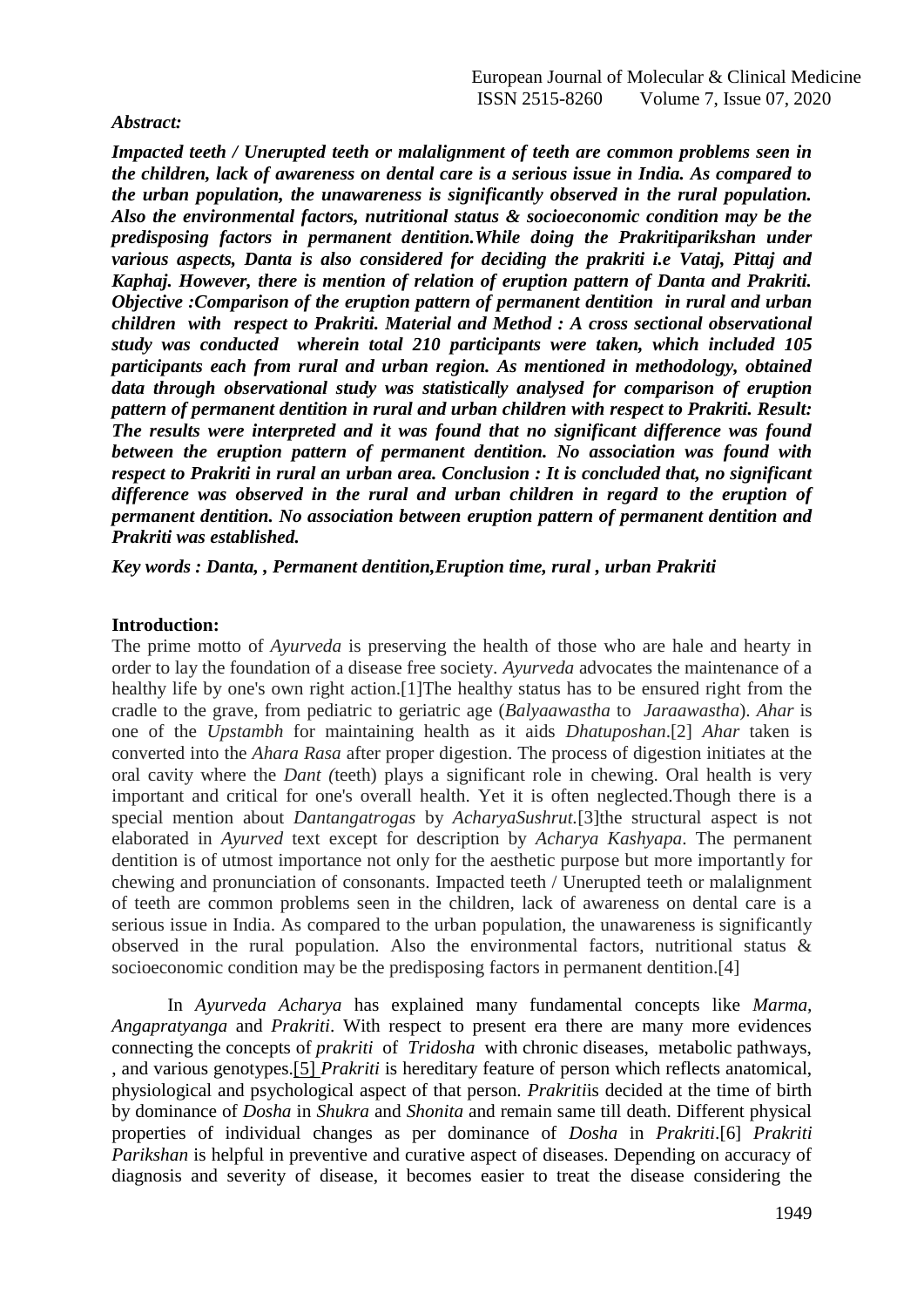### *Abstract:*

***Impacted teeth / Unerupted teeth or malalignment of teeth are common problems seen in the children, lack of awareness on dental care is a serious issue in India. As compared to the urban population, the unawareness is significantly observed in the rural population. Also the environmental factors, nutritional status & socioeconomic condition may be the predisposing factors in permanent dentition.While doing the Prakritiparikshan under various aspects, Danta is also considered for deciding the prakriti i.e Vataj, Pittaj and Kaphaj. However, there is mention of relation of eruption pattern of Danta and Prakriti. Objective :Comparison of the eruption pattern of permanent dentition in rural and urban children with respect to Prakriti. Material and Method : A cross sectional observational study was conducted wherein total 210 participants were taken, which included 105 participants each from rural and urban region. As mentioned in methodology, obtained data through observational study was statistically analysed for comparison of eruption pattern of permanent dentition in rural and urban children with respect to Prakriti. Result: The results were interpreted and it was found that no significant difference was found between the eruption pattern of permanent dentition. No association was found with respect to Prakriti in rural an urban area. Conclusion : It is concluded that, no significant difference was observed in the rural and urban children in regard to the eruption of permanent dentition. No association between eruption pattern of permanent dentition and Prakriti was established.***

***Key words : Danta, , Permanent dentition,Eruption time, rural , urban Prakriti***

### **Introduction:**

The prime motto of *Ayurveda* is preserving the health of those who are hale and hearty in order to lay the foundation of a disease free society. *Ayurveda* advocates the maintenance of a healthy life by one's own right action.[1]The healthy status has to be ensured right from the cradle to the grave, from pediatric to geriatric age (*Balyaawastha* to *Jaraawastha*). *Ahar* is one of the *Upstambh* for maintaining health as it aids *Dhatuposhan*.[2] *Ahar* taken is converted into the *Ahara Rasa* after proper digestion. The process of digestion initiates at the oral cavity where the *Dant (*teeth) plays a significant role in chewing. Oral health is very important and critical for one's overall health. Yet it is often neglected.Though there is a special mention about *Dantangatrogas* by *AcharyaSushrut.*[3]the structural aspect is not elaborated in *Ayurved* text except for description by *Acharya Kashyapa*. The permanent dentition is of utmost importance not only for the aesthetic purpose but more importantly for chewing and pronunciation of consonants. Impacted teeth / Unerupted teeth or malalignment of teeth are common problems seen in the children, lack of awareness on dental care is a serious issue in India. As compared to the urban population, the unawareness is significantly observed in the rural population. Also the environmental factors, nutritional status & socioeconomic condition may be the predisposing factors in permanent dentition.[4]

In *Ayurveda Acharya* has explained many fundamental concepts like *Marma*, *Angapratyanga* and *Prakriti*. With respect to present era there are many more evidences connecting the concepts of *prakriti* of *Tridosha* with chronic diseases, metabolic pathways, , and various genotypes.[5] *Prakriti* is hereditary feature of person which reflects anatomical, physiological and psychological aspect of that person. *Prakriti*is decided at the time of birth by dominance of *Dosha* in *Shukra* and *Shonita* and remain same till death. Different physical properties of individual changes as per dominance of *Dosha* in *Prakriti*.[6] *Prakriti Parikshan* is helpful in preventive and curative aspect of diseases. Depending on accuracy of diagnosis and severity of disease, it becomes easier to treat the disease considering the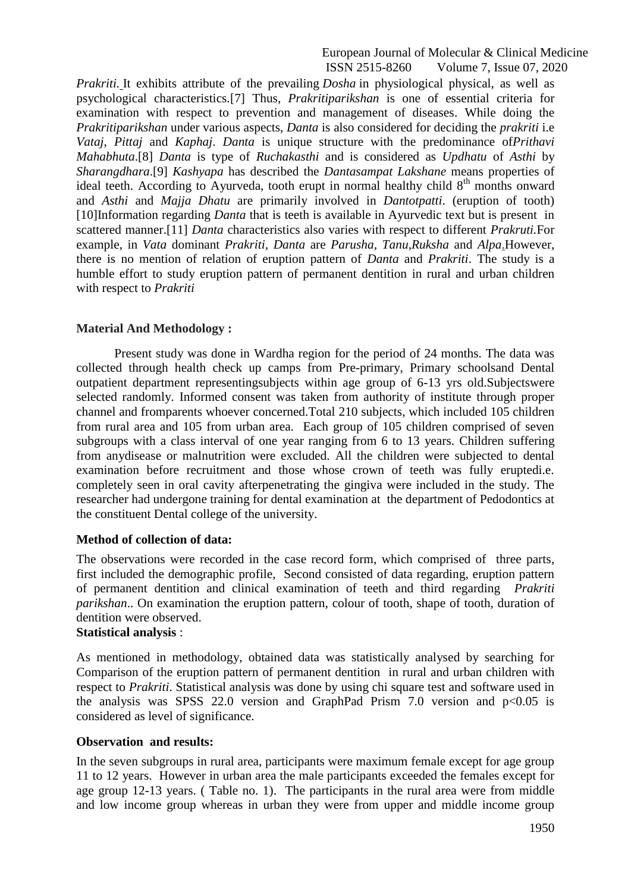*Prakriti.* It exhibits attribute of the prevailing *Dosha* in physiological physical, as well as psychological characteristics.[7] Thus, *Prakritiparikshan* is one of essential criteria for examination with respect to prevention and management of diseases. While doing the *Prakritiparikshan* under various aspects, *Danta* is also considered for deciding the *prakriti* i.e *Vataj*, *Pittaj* and *Kaphaj*. *Danta* is unique structure with the predominance of*Prithavi Mahabhuta*.[8] *Danta* is type of *Ruchakasthi* and is considered as *Updhatu* of *Asthi* by *Sharangdhara*.[9] *Kashyapa* has described the *Dantasampat Lakshane* means properties of ideal teeth. According to Ayurveda, tooth erupt in normal healthy child 8$^{th}$ months onward and *Asthi* and *Majja Dhatu* are primarily involved in *Dantotpatti*. (eruption of tooth) [10]Information regarding *Danta* that is teeth is available in Ayurvedic text but is present in scattered manner.[11] *Danta* characteristics also varies with respect to different *Prakruti.*For example, in *Vata* dominant *Prakriti, Danta* are *Parusha, Tanu,Ruksha* and *Alpa*.However, there is no mention of relation of eruption pattern of *Danta* and *Prakriti*. The study is a humble effort to study eruption pattern of permanent dentition in rural and urban children with respect to *Prakriti*

**Material And Methodology :**

Present study was done in Wardha region for the period of 24 months. The data was collected through health check up camps from Pre-primary, Primary schoolsand Dental outpatient department representingsubjects within age group of 6-13 yrs old.Subjectswere selected randomly. Informed consent was taken from authority of institute through proper channel and fromparents whoever concerned.Total 210 subjects, which included 105 children from rural area and 105 from urban area. Each group of 105 children comprised of seven subgroups with a class interval of one year ranging from 6 to 13 years. Children suffering from anydisease or malnutrition were excluded. All the children were subjected to dental examination before recruitment and those whose crown of teeth was fully eruptedi.e. completely seen in oral cavity afterpenetrating the gingiva were included in the study. The researcher had undergone training for dental examination at the department of Pedodontics at the constituent Dental college of the university.

**Method of collection of data:**

The observations were recorded in the case record form, which comprised of three parts, first included the demographic profile, Second consisted of data regarding, eruption pattern of permanent dentition and clinical examination of teeth and third regarding *Prakriti parikshan*.. On examination the eruption pattern, colour of tooth, shape of tooth, duration of dentition were observed.

**Statistical analysis** :

As mentioned in methodology, obtained data was statistically analysed by searching for Comparison of the eruption pattern of permanent dentition in rural and urban children with respect to *Prakriti*. Statistical analysis was done by using chi square test and software used in the analysis was SPSS 22.0 version and GraphPad Prism 7.0 version and $p<0.05$ is considered as level of significance.

**Observation and results:**

In the seven subgroups in rural area, participants were maximum female except for age group 11 to 12 years. However in urban area the male participants exceeded the females except for age group 12-13 years. ( Table no. 1). The participants in the rural area were from middle and low income group whereas in urban they were from upper and middle income group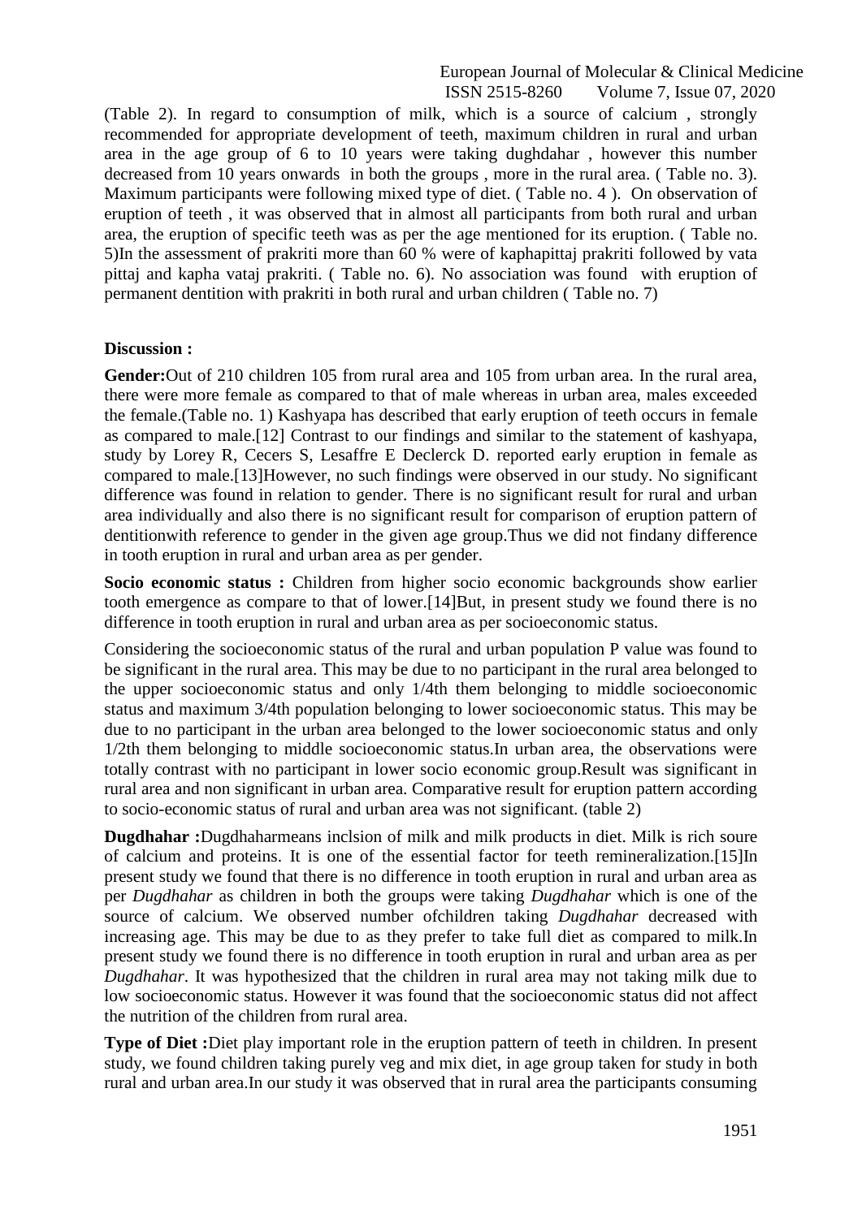(Table 2). In regard to consumption of milk, which is a source of calcium , strongly recommended for appropriate development of teeth, maximum children in rural and urban area in the age group of 6 to 10 years were taking dughdahar , however this number decreased from 10 years onwards in both the groups , more in the rural area. ( Table no. 3). Maximum participants were following mixed type of diet. ( Table no. 4 ). On observation of eruption of teeth , it was observed that in almost all participants from both rural and urban area, the eruption of specific teeth was as per the age mentioned for its eruption. ( Table no. 5)In the assessment of prakriti more than 60 % were of kaphapittaj prakriti followed by vata pittaj and kapha vataj prakriti. ( Table no. 6). No association was found with eruption of permanent dentition with prakriti in both rural and urban children ( Table no. 7)

## Discussion :

**Gender:**Out of 210 children 105 from rural area and 105 from urban area. In the rural area, there were more female as compared to that of male whereas in urban area, males exceeded the female.(Table no. 1) Kashyapa has described that early eruption of teeth occurs in female as compared to male.[12] Contrast to our findings and similar to the statement of kashyapa, study by Lorey R, Cecers S, Lesaffre E Declerck D. reported early eruption in female as compared to male.[13]However, no such findings were observed in our study. No significant difference was found in relation to gender. There is no significant result for rural and urban area individually and also there is no significant result for comparison of eruption pattern of dentitionwith reference to gender in the given age group.Thus we did not findany difference in tooth eruption in rural and urban area as per gender.

**Socio economic status :** Children from higher socio economic backgrounds show earlier tooth emergence as compare to that of lower.[14]But, in present study we found there is no difference in tooth eruption in rural and urban area as per socioeconomic status.

Considering the socioeconomic status of the rural and urban population P value was found to be significant in the rural area. This may be due to no participant in the rural area belonged to the upper socioeconomic status and only 1/4th them belonging to middle socioeconomic status and maximum 3/4th population belonging to lower socioeconomic status. This may be due to no participant in the urban area belonged to the lower socioeconomic status and only 1/2th them belonging to middle socioeconomic status.In urban area, the observations were totally contrast with no participant in lower socio economic group.Result was significant in rural area and non significant in urban area. Comparative result for eruption pattern according to socio-economic status of rural and urban area was not significant. (table 2)

**Dugdhahar :**Dugdhaharmeans inclsion of milk and milk products in diet. Milk is rich soure of calcium and proteins. It is one of the essential factor for teeth remineralization.[15]In present study we found that there is no difference in tooth eruption in rural and urban area as per *Dugdhahar* as children in both the groups were taking *Dugdhahar* which is one of the source of calcium. We observed number ofchildren taking *Dugdhahar* decreased with increasing age. This may be due to as they prefer to take full diet as compared to milk.In present study we found there is no difference in tooth eruption in rural and urban area as per *Dugdhahar*. It was hypothesized that the children in rural area may not taking milk due to low socioeconomic status. However it was found that the socioeconomic status did not affect the nutrition of the children from rural area.

**Type of Diet :**Diet play important role in the eruption pattern of teeth in children. In present study, we found children taking purely veg and mix diet, in age group taken for study in both rural and urban area.In our study it was observed that in rural area the participants consuming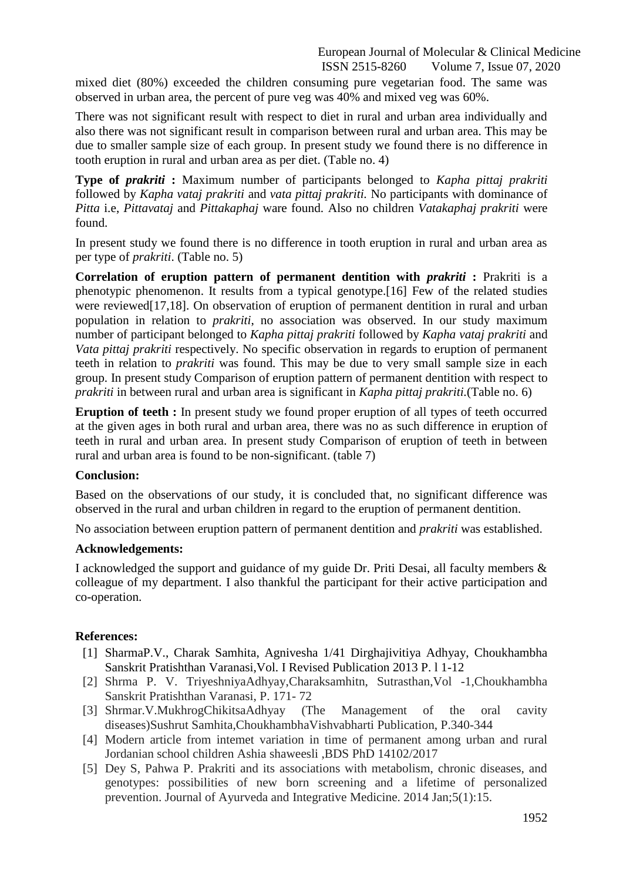mixed diet (80%) exceeded the children consuming pure vegetarian food. The same was observed in urban area, the percent of pure veg was 40% and mixed veg was 60%.

There was not significant result with respect to diet in rural and urban area individually and also there was not significant result in comparison between rural and urban area. This may be due to smaller sample size of each group. In present study we found there is no difference in tooth eruption in rural and urban area as per diet. (Table no. 4)

**Type of *prakriti* :** Maximum number of participants belonged to *Kapha pittaj prakriti* followed by *Kapha vataj prakriti* and *vata pittaj prakriti.* No participants with dominance of *Pitta* i.e, *Pittavataj* and *Pittakaphaj* ware found. Also no children *Vatakaphaj prakriti* were found.

In present study we found there is no difference in tooth eruption in rural and urban area as per type of *prakriti*. (Table no. 5)

**Correlation of eruption pattern of permanent dentition with *prakriti* :** Prakriti is a phenotypic phenomenon. It results from a typical genotype.[16] Few of the related studies were reviewed[17,18]. On observation of eruption of permanent dentition in rural and urban population in relation to *prakriti*, no association was observed. In our study maximum number of participant belonged to *Kapha pittaj prakriti* followed by *Kapha vataj prakriti* and *Vata pittaj prakriti* respectively. No specific observation in regards to eruption of permanent teeth in relation to *prakriti* was found. This may be due to very small sample size in each group. In present study Comparison of eruption pattern of permanent dentition with respect to *prakriti* in between rural and urban area is significant in *Kapha pittaj prakriti*.(Table no. 6)

**Eruption of teeth :** In present study we found proper eruption of all types of teeth occurred at the given ages in both rural and urban area, there was no as such difference in eruption of teeth in rural and urban area. In present study Comparison of eruption of teeth in between rural and urban area is found to be non-significant. (table 7)

**Conclusion:**

Based on the observations of our study, it is concluded that, no significant difference was observed in the rural and urban children in regard to the eruption of permanent dentition.

No association between eruption pattern of permanent dentition and *prakriti* was established.

**Acknowledgements:**

I acknowledged the support and guidance of my guide Dr. Priti Desai, all faculty members & colleague of my department. I also thankful the participant for their active participation and co-operation.

**References:**

[1] SharmaP.V., Charak Samhita, Agnivesha 1/41 Dirghajivitiya Adhyay, Choukhambha Sanskrit Pratishthan Varanasi,Vol. I Revised Publication 2013 P. l 1-12

[2] Shrma P. V. TriyeshniyaAdhyay,Charaksamhitn, Sutrasthan,Vol -1,Choukhambha Sanskrit Pratishthan Varanasi, P. 171- 72

[3] Shrmar.V.MukhrogChikitsaAdhyay (The Management of the oral cavity diseases)Sushrut Samhita,ChoukhambhaVishvabharti Publication, P.340-344

[4] Modern article from intemet variation in time of permanent among urban and rural Jordanian school children Ashia shaweesli ,BDS PhD 14102/2017

[5] Dey S, Pahwa P. Prakriti and its associations with metabolism, chronic diseases, and genotypes: possibilities of new born screening and a lifetime of personalized prevention. Journal of Ayurveda and Integrative Medicine. 2014 Jan;5(1):15.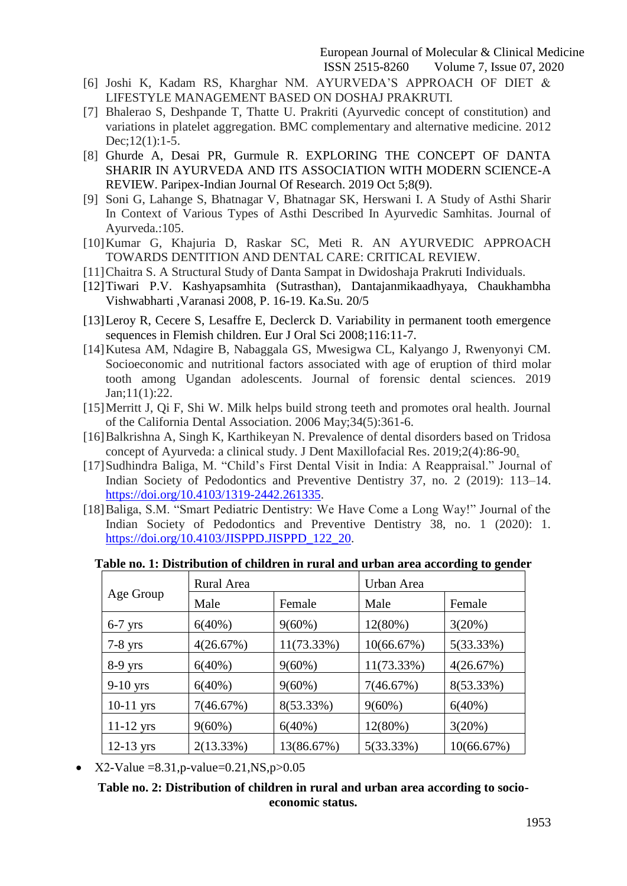[6] Joshi K, Kadam RS, Kharghar NM. AYURVEDA'S APPROACH OF DIET & LIFESTYLE MANAGEMENT BASED ON DOSHAJ PRAKRUTI.

[7] Bhalerao S, Deshpande T, Thatte U. Prakriti (Ayurvedic concept of constitution) and variations in platelet aggregation. BMC complementary and alternative medicine. 2012 Dec;12(1):1-5.

[8] Ghurde A, Desai PR, Gurmule R. EXPLORING THE CONCEPT OF DANTA SHARIR IN AYURVEDA AND ITS ASSOCIATION WITH MODERN SCIENCE-A REVIEW. Paripex-Indian Journal Of Research. 2019 Oct 5;8(9).

[9] Soni G, Lahange S, Bhatnagar V, Bhatnagar SK, Herswani I. A Study of Asthi Sharir In Context of Various Types of Asthi Described In Ayurvedic Samhitas. Journal of Ayurveda.:105.

[10] Kumar G, Khajuria D, Raskar SC, Meti R. AN AYURVEDIC APPROACH TOWARDS DENTITION AND DENTAL CARE: CRITICAL REVIEW.

[11] Chaitra S. A Structural Study of Danta Sampat in Dwidoshaja Prakruti Individuals.

[12] Tiwari P.V. Kashyapsamhita (Sutrasthan), Dantajanmikaadhyaya, Chaukhambha Vishwabharti ,Varanasi 2008, P. 16-19. Ka.Su. 20/5

[13] Leroy R, Cecere S, Lesaffre E, Declerck D. Variability in permanent tooth emergence sequences in Flemish children. Eur J Oral Sci 2008;116:11-7.

[14] Kutesa AM, Ndagire B, Nabaggala GS, Mwesigwa CL, Kalyango J, Rwenyonyi CM. Socioeconomic and nutritional factors associated with age of eruption of third molar tooth among Ugandan adolescents. Journal of forensic dental sciences. 2019 Jan;11(1):22.

[15] Merritt J, Qi F, Shi W. Milk helps build strong teeth and promotes oral health. Journal of the California Dental Association. 2006 May;34(5):361-6.

[16] Balkrishna A, Singh K, Karthikeyan N. Prevalence of dental disorders based on Tridosa concept of Ayurveda: a clinical study. J Dent Maxillofacial Res. 2019;2(4):86-90.

[17] Sudhindra Baliga, M. "Child's First Dental Visit in India: A Reappraisal." Journal of Indian Society of Pedodontics and Preventive Dentistry 37, no. 2 (2019): 113–14. https://doi.org/10.4103/1319-2442.261335.

[18] Baliga, S.M. "Smart Pediatric Dentistry: We Have Come a Long Way!" Journal of the Indian Society of Pedodontics and Preventive Dentistry 38, no. 1 (2020): 1. https://doi.org/10.4103/JISPPD.JISPPD_122_20.

**Table no. 1: Distribution of children in rural and urban area according to gender**

| Age Group | Rural Area | | Urban Area | |
|---|---|---|---|---|
| | Male | Female | Male | Female |
| 6-7 yrs | 6(40%) | 9(60%) | 12(80%) | 3(20%) |
| 7-8 yrs | 4(26.67%) | 11(73.33%) | 10(66.67%) | 5(33.33%) |
| 8-9 yrs | 6(40%) | 9(60%) | 11(73.33%) | 4(26.67%) |
| 9-10 yrs | 6(40%) | 9(60%) | 7(46.67%) | 8(53.33%) |
| 10-11 yrs | 7(46.67%) | 8(53.33%) | 9(60%) | 6(40%) |
| 11-12 yrs | 9(60%) | 6(40%) | 12(80%) | 3(20%) |
| 12-13 yrs | 2(13.33%) | 13(86.67%) | 5(33.33%) | 10(66.67%) |

- X2-Value =8.31,p-value=0.21,NS,p>0.05

**Table no. 2: Distribution of children in rural and urban area according to socio-economic status.**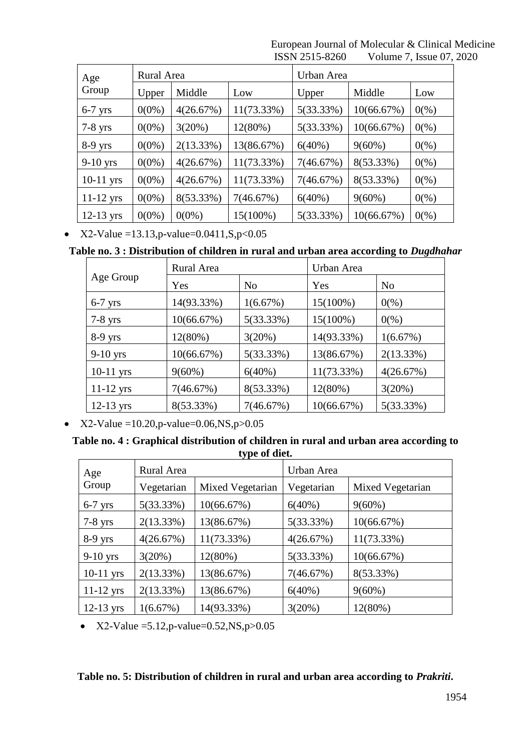| Age Group | Rural Area | | | Urban Area | | |
|---|---|---|---|---|---|---|
| | Upper | Middle | Low | Upper | Middle | Low |
| 6-7 yrs | 0(0%) | 4(26.67%) | 11(73.33%) | 5(33.33%) | 10(66.67%) | 0(%) |
| 7-8 yrs | 0(0%) | 3(20%) | 12(80%) | 5(33.33%) | 10(66.67%) | 0(%) |
| 8-9 yrs | 0(0%) | 2(13.33%) | 13(86.67%) | 6(40%) | 9(60%) | 0(%) |
| 9-10 yrs | 0(0%) | 4(26.67%) | 11(73.33%) | 7(46.67%) | 8(53.33%) | 0(%) |
| 10-11 yrs | 0(0%) | 4(26.67%) | 11(73.33%) | 7(46.67%) | 8(53.33%) | 0(%) |
| 11-12 yrs | 0(0%) | 8(53.33%) | 7(46.67%) | 6(40%) | 9(60%) | 0(%) |
| 12-13 yrs | 0(0%) | 0(0%) | 15(100%) | 5(33.33%) | 10(66.67%) | 0(%) |

- X2-Value =13.13,p-value=0.0411,S,p<0.05

**Table no. 3 : Distribution of children in rural and urban area according to *Dugdhahar***

| Age Group | Rural Area | | Urban Area | |
|---|---|---|---|---|
| | Yes | No | Yes | No |
| 6-7 yrs | 14(93.33%) | 1(6.67%) | 15(100%) | 0(%) |
| 7-8 yrs | 10(66.67%) | 5(33.33%) | 15(100%) | 0(%) |
| 8-9 yrs | 12(80%) | 3(20%) | 14(93.33%) | 1(6.67%) |
| 9-10 yrs | 10(66.67%) | 5(33.33%) | 13(86.67%) | 2(13.33%) |
| 10-11 yrs | 9(60%) | 6(40%) | 11(73.33%) | 4(26.67%) |
| 11-12 yrs | 7(46.67%) | 8(53.33%) | 12(80%) | 3(20%) |
| 12-13 yrs | 8(53.33%) | 7(46.67%) | 10(66.67%) | 5(33.33%) |

- X2-Value =10.20,p-value=0.06,NS,p>0.05

**Table no. 4 : Graphical distribution of children in rural and urban area according to type of diet.**

| Age Group | Rural Area | | Urban Area | |
|---|---|---|---|---|
| | Vegetarian | Mixed Vegetarian | Vegetarian | Mixed Vegetarian |
| 6-7 yrs | 5(33.33%) | 10(66.67%) | 6(40%) | 9(60%) |
| 7-8 yrs | 2(13.33%) | 13(86.67%) | 5(33.33%) | 10(66.67%) |
| 8-9 yrs | 4(26.67%) | 11(73.33%) | 4(26.67%) | 11(73.33%) |
| 9-10 yrs | 3(20%) | 12(80%) | 5(33.33%) | 10(66.67%) |
| 10-11 yrs | 2(13.33%) | 13(86.67%) | 7(46.67%) | 8(53.33%) |
| 11-12 yrs | 2(13.33%) | 13(86.67%) | 6(40%) | 9(60%) |
| 12-13 yrs | 1(6.67%) | 14(93.33%) | 3(20%) | 12(80%) |

- X2-Value =5.12,p-value=0.52,NS,p>0.05

**Table no. 5: Distribution of children in rural and urban area according to *Prakriti*.**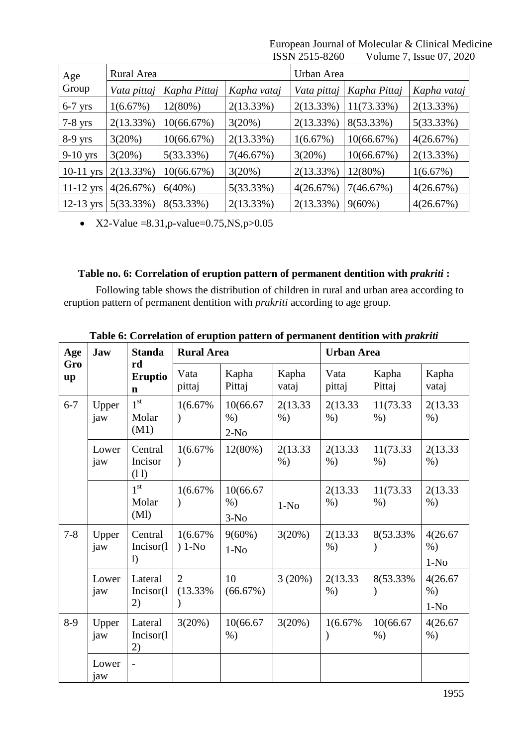| Age Group | Rural Area | | | Urban Area | | |
|---|---|---|---|---|---|---|
| | *Vata pittaj* | *Kapha Pittaj* | *Kapha vataj* | *Vata pittaj* | *Kapha Pittaj* | *Kapha vataj* |
| 6-7 yrs | 1(6.67%) | 12(80%) | 2(13.33%) | 2(13.33%) | 11(73.33%) | 2(13.33%) |
| 7-8 yrs | 2(13.33%) | 10(66.67%) | 3(20%) | 2(13.33%) | 8(53.33%) | 5(33.33%) |
| 8-9 yrs | 3(20%) | 10(66.67%) | 2(13.33%) | 1(6.67%) | 10(66.67%) | 4(26.67%) |
| 9-10 yrs | 3(20%) | 5(33.33%) | 7(46.67%) | 3(20%) | 10(66.67%) | 2(13.33%) |
| 10-11 yrs | 2(13.33%) | 10(66.67%) | 3(20%) | 2(13.33%) | 12(80%) | 1(6.67%) |
| 11-12 yrs | 4(26.67%) | 6(40%) | 5(33.33%) | 4(26.67%) | 7(46.67%) | 4(26.67%) |
| 12-13 yrs | 5(33.33%) | 8(53.33%) | 2(13.33%) | 2(13.33%) | 9(60%) | 4(26.67%) |

- X2-Value =8.31,p-value=0.75,NS,p>0.05

**Table no. 6: Correlation of eruption pattern of permanent dentition with *prakriti* :**

Following table shows the distribution of children in rural and urban area according to eruption pattern of permanent dentition with *prakriti* according to age group.

**Table 6: Correlation of eruption pattern of permanent dentition with *prakriti***

| Age Group | Jaw | Standard Eruption | Rural Area | | | Urban Area | | |
|---|---|---|---|---|---|---|---|---|
| | | | Vata pittaj | Kapha Pittaj | Kapha vataj | Vata pittaj | Kapha Pittaj | Kapha vataj |
| 6-7 | Upper jaw | 1st Molar (M1) | 1(6.67%) | 10(66.67%) 2-No | 2(13.33%) | 2(13.33%) | 11(73.33%) | 2(13.33%) |
| | Lower jaw | Central Incisor (l 1) | 1(6.67%) | 12(80%) | 2(13.33%) | 2(13.33%) | 11(73.33%) | 2(13.33%) |
| | | 1st Molar (Ml) | 1(6.67%) | 10(66.67%) 3-No | 1-No | 2(13.33%) | 11(73.33%) | 2(13.33%) |
| 7-8 | Upper jaw | Central Incisor(l l) | 1(6.67%) 1-No | 9(60%) 1-No | 3(20%) | 2(13.33%) | 8(53.33%) | 4(26.67%) 1-No |
| | Lower jaw | Lateral Incisor(l 2) | 2 (13.33%) | 10 (66.67%) | 3 (20%) | 2(13.33%) | 8(53.33%) | 4(26.67%) 1-No |
| 8-9 | Upper jaw | Lateral Incisor(l 2) | 3(20%) | 10(66.67%) | 3(20%) | 1(6.67%) | 10(66.67%) | 4(26.67%) |
| | Lower jaw | - | | | | | | |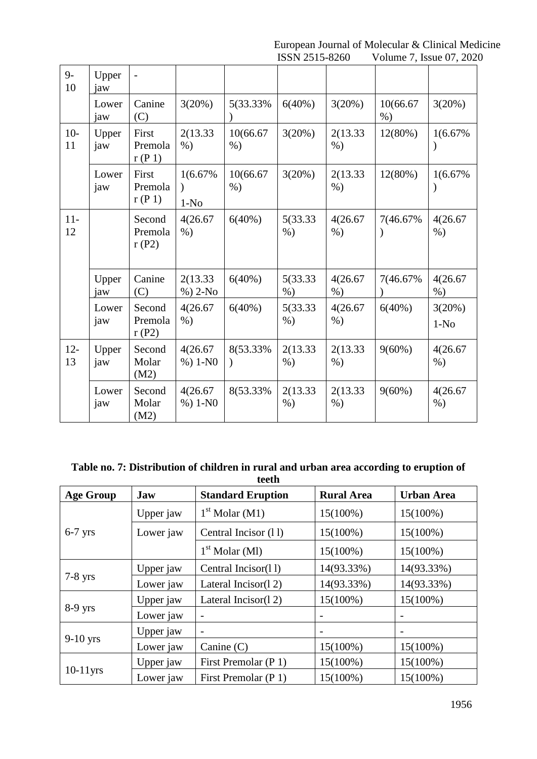| | | | | | | | | |
|---|---|---|---|---|---|---|---|---|
| 9-10 | Upper jaw | - | | | | | | |
| | Lower jaw | Canine (C) | 3(20%) | 5(33.33%) | 6(40%) | 3(20%) | 10(66.67%) | 3(20%) |
| 10-11 | Upper jaw | First Premolar (P 1) | 2(13.33%) | 10(66.67%) | 3(20%) | 2(13.33%) | 12(80%) | 1(6.67%) |
| | Lower jaw | First Premolar (P 1) | 1(6.67%) 1-No | 10(66.67%) | 3(20%) | 2(13.33%) | 12(80%) | 1(6.67%) |
| 11-12 | | Second Premolar (P2) | 4(26.67%) | 6(40%) | 5(33.33%) | 4(26.67%) | 7(46.67%) | 4(26.67%) |
| | Upper jaw | Canine (C) | 2(13.33%) 2-No | 6(40%) | 5(33.33%) | 4(26.67%) | 7(46.67%) | 4(26.67%) |
| | Lower jaw | Second Premolar (P2) | 4(26.67%) | 6(40%) | 5(33.33%) | 4(26.67%) | 6(40%) | 3(20%) 1-No |
| 12-13 | Upper jaw | Second Molar (M2) | 4(26.67%) 1-N0 | 8(53.33%) | 2(13.33%) | 2(13.33%) | 9(60%) | 4(26.67%) |
| | Lower jaw | Second Molar (M2) | 4(26.67%) 1-N0 | 8(53.33%) | 2(13.33%) | 2(13.33%) | 9(60%) | 4(26.67%) |

**Table no. 7: Distribution of children in rural and urban area according to eruption of teeth**

| Age Group | Jaw | Standard Eruption | Rural Area | Urban Area |
|---|---|---|---|---|
| 6-7 yrs | Upper jaw | 1st Molar (M1) | 15(100%) | 15(100%) |
| | Lower jaw | Central Incisor (l l) | 15(100%) | 15(100%) |
| | | 1st Molar (Ml) | 15(100%) | 15(100%) |
| 7-8 yrs | Upper jaw | Central Incisor(l l) | 14(93.33%) | 14(93.33%) |
| | Lower jaw | Lateral Incisor(l 2) | 14(93.33%) | 14(93.33%) |
| 8-9 yrs | Upper jaw | Lateral Incisor(l 2) | 15(100%) | 15(100%) |
| | Lower jaw | - | - | - |
| 9-10 yrs | Upper jaw | - | - | - |
| | Lower jaw | Canine (C) | 15(100%) | 15(100%) |
| 10-11yrs | Upper jaw | First Premolar (P 1) | 15(100%) | 15(100%) |
| | Lower jaw | First Premolar (P 1) | 15(100%) | 15(100%) |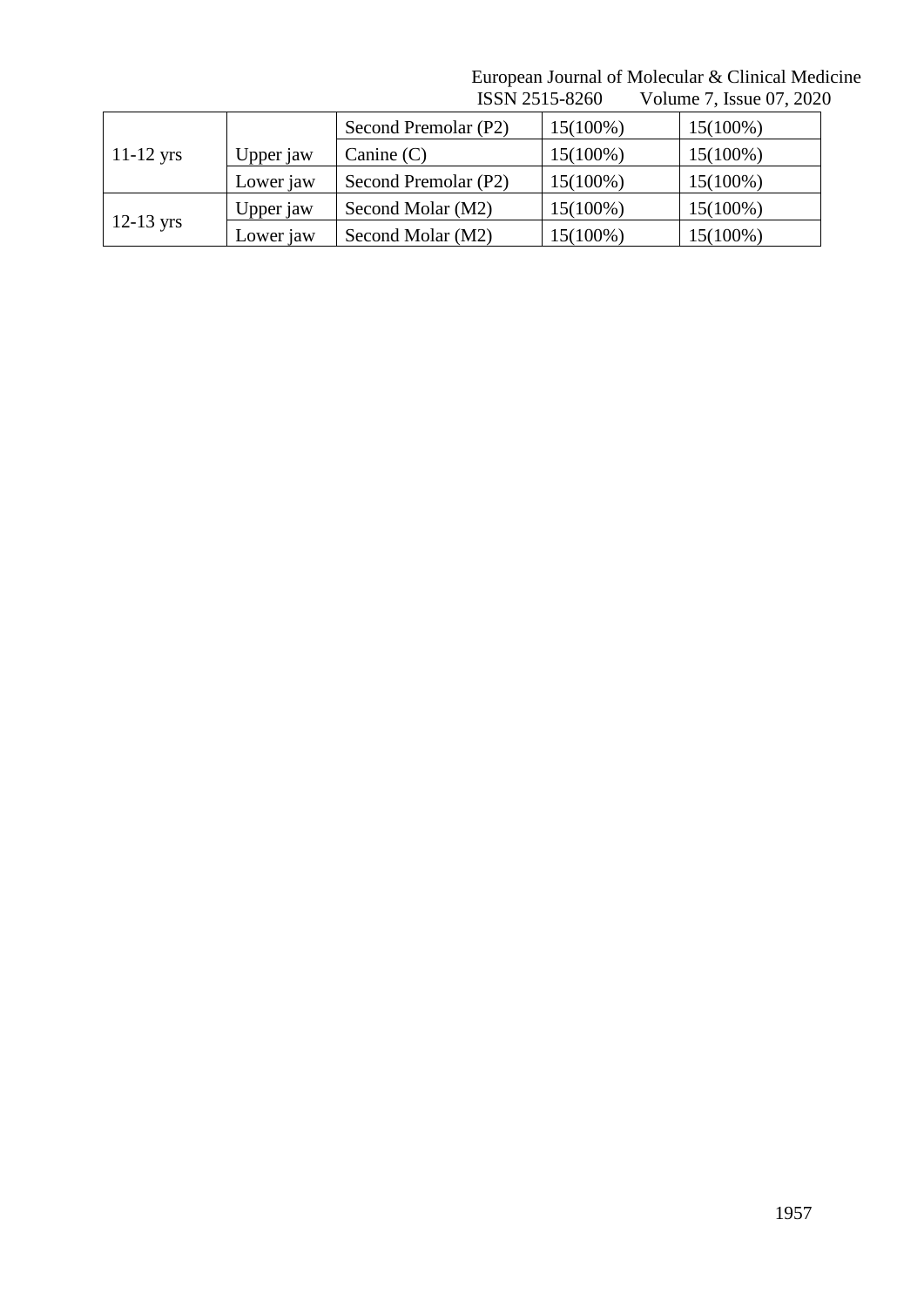| | | | | |
|---|---|---|---|---|
| 11-12 yrs | | Second Premolar (P2) | 15(100%) | 15(100%) |
| | Upper jaw | Canine (C) | 15(100%) | 15(100%) |
| | Lower jaw | Second Premolar (P2) | 15(100%) | 15(100%) |
| 12-13 yrs | Upper jaw | Second Molar (M2) | 15(100%) | 15(100%) |
| | Lower jaw | Second Molar (M2) | 15(100%) | 15(100%) |